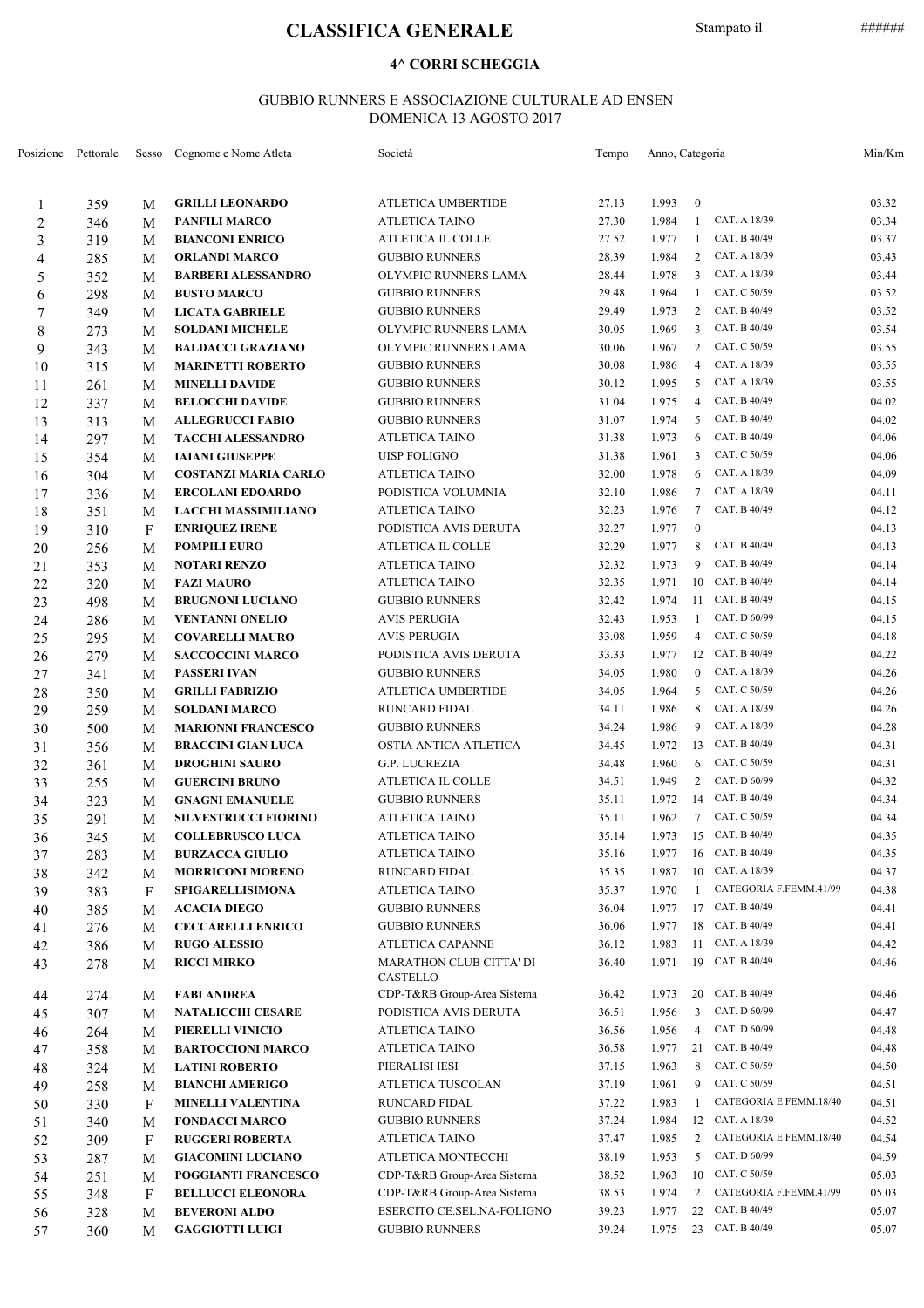# CLASSIFICA GENERALE

Stampato il ######

## 4^ CORRI SCHEGGIA

GUBBIO RUNNERS E ASSOCIAZIONE CULTURALE AD ENSEN
DOMENICA 13 AGOSTO 2017

| Posizione | Pettorale | Sesso | Cognome e Nome Atleta | Società | Tempo | Anno, Categoria | | | Min/Km |
|---|---|---|---|---|---|---|---|---|---|
| 1 | 359 | M | **GRILLI LEONARDO** | ATLETICA UMBERTIDE | 27.13 | 1.993 | 0 | | 03.32 |
| 2 | 346 | M | **PANFILI MARCO** | ATLETICA TAINO | 27.30 | 1.984 | 1 | CAT. A 18/39 | 03.34 |
| 3 | 319 | M | **BIANCONI ENRICO** | ATLETICA IL COLLE | 27.52 | 1.977 | 1 | CAT. B 40/49 | 03.37 |
| 4 | 285 | M | **ORLANDI MARCO** | GUBBIO RUNNERS | 28.39 | 1.984 | 2 | CAT. A 18/39 | 03.43 |
| 5 | 352 | M | **BARBERI ALESSANDRO** | OLYMPIC RUNNERS LAMA | 28.44 | 1.978 | 3 | CAT. A 18/39 | 03.44 |
| 6 | 298 | M | **BUSTO MARCO** | GUBBIO RUNNERS | 29.48 | 1.964 | 1 | CAT. C 50/59 | 03.52 |
| 7 | 349 | M | **LICATA GABRIELE** | GUBBIO RUNNERS | 29.49 | 1.973 | 2 | CAT. B 40/49 | 03.52 |
| 8 | 273 | M | **SOLDANI MICHELE** | OLYMPIC RUNNERS LAMA | 30.05 | 1.969 | 3 | CAT. B 40/49 | 03.54 |
| 9 | 343 | M | **BALDACCI GRAZIANO** | OLYMPIC RUNNERS LAMA | 30.06 | 1.967 | 2 | CAT. C 50/59 | 03.55 |
| 10 | 315 | M | **MARINETTI ROBERTO** | GUBBIO RUNNERS | 30.08 | 1.986 | 4 | CAT. A 18/39 | 03.55 |
| 11 | 261 | M | **MINELLI DAVIDE** | GUBBIO RUNNERS | 30.12 | 1.995 | 5 | CAT. A 18/39 | 03.55 |
| 12 | 337 | M | **BELOCCHI DAVIDE** | GUBBIO RUNNERS | 31.04 | 1.975 | 4 | CAT. B 40/49 | 04.02 |
| 13 | 313 | M | **ALLEGRUCCI FABIO** | GUBBIO RUNNERS | 31.07 | 1.974 | 5 | CAT. B 40/49 | 04.02 |
| 14 | 297 | M | **TACCHI ALESSANDRO** | ATLETICA TAINO | 31.38 | 1.973 | 6 | CAT. B 40/49 | 04.06 |
| 15 | 354 | M | **IAIANI GIUSEPPE** | UISP FOLIGNO | 31.38 | 1.961 | 3 | CAT. C 50/59 | 04.06 |
| 16 | 304 | M | **COSTANZI MARIA CARLO** | ATLETICA TAINO | 32.00 | 1.978 | 6 | CAT. A 18/39 | 04.09 |
| 17 | 336 | M | **ERCOLANI EDOARDO** | PODISTICA VOLUMNIA | 32.10 | 1.986 | 7 | CAT. A 18/39 | 04.11 |
| 18 | 351 | M | **LACCHI MASSIMILIANO** | ATLETICA TAINO | 32.23 | 1.976 | 7 | CAT. B 40/49 | 04.12 |
| 19 | 310 | F | **ENRIQUEZ IRENE** | PODISTICA AVIS DERUTA | 32.27 | 1.977 | 0 | | 04.13 |
| 20 | 256 | M | **POMPILI EURO** | ATLETICA IL COLLE | 32.29 | 1.977 | 8 | CAT. B 40/49 | 04.13 |
| 21 | 353 | M | **NOTARI RENZO** | ATLETICA TAINO | 32.32 | 1.973 | 9 | CAT. B 40/49 | 04.14 |
| 22 | 320 | M | **FAZI MAURO** | ATLETICA TAINO | 32.35 | 1.971 | 10 | CAT. B 40/49 | 04.14 |
| 23 | 498 | M | **BRUGNONI LUCIANO** | GUBBIO RUNNERS | 32.42 | 1.974 | 11 | CAT. B 40/49 | 04.15 |
| 24 | 286 | M | **VENTANNI ONELIO** | AVIS PERUGIA | 32.43 | 1.953 | 1 | CAT. D 60/99 | 04.15 |
| 25 | 295 | M | **COVARELLI MAURO** | AVIS PERUGIA | 33.08 | 1.959 | 4 | CAT. C 50/59 | 04.18 |
| 26 | 279 | M | **SACCOCCINI MARCO** | PODISTICA AVIS DERUTA | 33.33 | 1.977 | 12 | CAT. B 40/49 | 04.22 |
| 27 | 341 | M | **PASSERI IVAN** | GUBBIO RUNNERS | 34.05 | 1.980 | 0 | CAT. A 18/39 | 04.26 |
| 28 | 350 | M | **GRILLI FABRIZIO** | ATLETICA UMBERTIDE | 34.05 | 1.964 | 5 | CAT. C 50/59 | 04.26 |
| 29 | 259 | M | **SOLDANI MARCO** | RUNCARD FIDAL | 34.11 | 1.986 | 8 | CAT. A 18/39 | 04.26 |
| 30 | 500 | M | **MARIONNI FRANCESCO** | GUBBIO RUNNERS | 34.24 | 1.986 | 9 | CAT. A 18/39 | 04.28 |
| 31 | 356 | M | **BRACCINI GIAN LUCA** | OSTIA ANTICA ATLETICA | 34.45 | 1.972 | 13 | CAT. B 40/49 | 04.31 |
| 32 | 361 | M | **DROGHINI SAURO** | G.P. LUCREZIA | 34.48 | 1.960 | 6 | CAT. C 50/59 | 04.31 |
| 33 | 255 | M | **GUERCINI BRUNO** | ATLETICA IL COLLE | 34.51 | 1.949 | 2 | CAT. D 60/99 | 04.32 |
| 34 | 323 | M | **GNAGNI EMANUELE** | GUBBIO RUNNERS | 35.11 | 1.972 | 14 | CAT. B 40/49 | 04.34 |
| 35 | 291 | M | **SILVESTRUCCI FIORINO** | ATLETICA TAINO | 35.11 | 1.962 | 7 | CAT. C 50/59 | 04.34 |
| 36 | 345 | M | **COLLEBRUSCO LUCA** | ATLETICA TAINO | 35.14 | 1.973 | 15 | CAT. B 40/49 | 04.35 |
| 37 | 283 | M | **BURZACCA GIULIO** | ATLETICA TAINO | 35.16 | 1.977 | 16 | CAT. B 40/49 | 04.35 |
| 38 | 342 | M | **MORRICONI MORENO** | RUNCARD FIDAL | 35.35 | 1.987 | 10 | CAT. A 18/39 | 04.37 |
| 39 | 383 | F | **SPIGARELLISIMONA** | ATLETICA TAINO | 35.37 | 1.970 | 1 | CATEGORIA F.FEMM.41/99 | 04.38 |
| 40 | 385 | M | **ACACIA DIEGO** | GUBBIO RUNNERS | 36.04 | 1.977 | 17 | CAT. B 40/49 | 04.41 |
| 41 | 276 | M | **CECCARELLI ENRICO** | GUBBIO RUNNERS | 36.06 | 1.977 | 18 | CAT. B 40/49 | 04.41 |
| 42 | 386 | M | **RUGO ALESSIO** | ATLETICA CAPANNE | 36.12 | 1.983 | 11 | CAT. A 18/39 | 04.42 |
| 43 | 278 | M | **RICCI MIRKO** | MARATHON CLUB CITTA' DI CASTELLO | 36.40 | 1.971 | 19 | CAT. B 40/49 | 04.46 |
| 44 | 274 | M | **FABI ANDREA** | CDP-T&RB Group-Area Sistema | 36.42 | 1.973 | 20 | CAT. B 40/49 | 04.46 |
| 45 | 307 | M | **NATALICCHI CESARE** | PODISTICA AVIS DERUTA | 36.51 | 1.956 | 3 | CAT. D 60/99 | 04.47 |
| 46 | 264 | M | **PIERELLI VINICIO** | ATLETICA TAINO | 36.56 | 1.956 | 4 | CAT. D 60/99 | 04.48 |
| 47 | 358 | M | **BARTOCCIONI MARCO** | ATLETICA TAINO | 36.58 | 1.977 | 21 | CAT. B 40/49 | 04.48 |
| 48 | 324 | M | **LATINI ROBERTO** | PIERALISI IESI | 37.15 | 1.963 | 8 | CAT. C 50/59 | 04.50 |
| 49 | 258 | M | **BIANCHI AMERIGO** | ATLETICA TUSCOLAN | 37.19 | 1.961 | 9 | CAT. C 50/59 | 04.51 |
| 50 | 330 | F | **MINELLI VALENTINA** | RUNCARD FIDAL | 37.22 | 1.983 | 1 | CATEGORIA E FEMM.18/40 | 04.51 |
| 51 | 340 | M | **FONDACCI MARCO** | GUBBIO RUNNERS | 37.24 | 1.984 | 12 | CAT. A 18/39 | 04.52 |
| 52 | 309 | F | **RUGGERI ROBERTA** | ATLETICA TAINO | 37.47 | 1.985 | 2 | CATEGORIA E FEMM.18/40 | 04.54 |
| 53 | 287 | M | **GIACOMINI LUCIANO** | ATLETICA MONTECCHI | 38.19 | 1.953 | 5 | CAT. D 60/99 | 04.59 |
| 54 | 251 | M | **POGGIANTI FRANCESCO** | CDP-T&RB Group-Area Sistema | 38.52 | 1.963 | 10 | CAT. C 50/59 | 05.03 |
| 55 | 348 | F | **BELLUCCI ELEONORA** | CDP-T&RB Group-Area Sistema | 38.53 | 1.974 | 2 | CATEGORIA F.FEMM.41/99 | 05.03 |
| 56 | 328 | M | **BEVERONI ALDO** | ESERCITO CE.SEL.NA-FOLIGNO | 39.23 | 1.977 | 22 | CAT. B 40/49 | 05.07 |
| 57 | 360 | M | **GAGGIOTTI LUIGI** | GUBBIO RUNNERS | 39.24 | 1.975 | 23 | CAT. B 40/49 | 05.07 |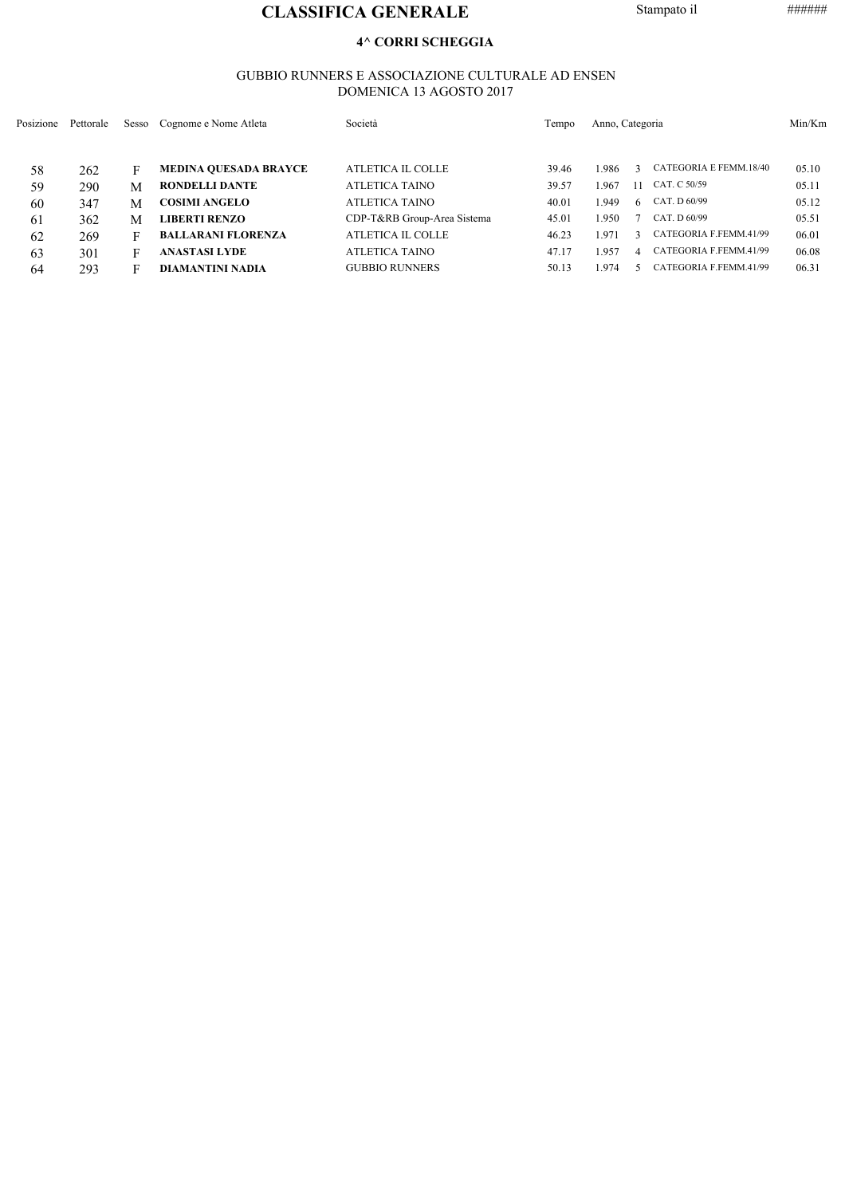# CLASSIFICA GENERALE

Stampato il ######

## 4^ CORRI SCHEGGIA

GUBBIO RUNNERS E ASSOCIAZIONE CULTURALE AD ENSEN
DOMENICA 13 AGOSTO 2017

| Posizione | Pettorale | Sesso | Cognome e Nome Atleta | Società | Tempo | Anno, Categoria | | | Min/Km |
|---|---|---|---|---|---|---|---|---|---|
| 58 | 262 | F | **MEDINA QUESADA BRAYCE** | ATLETICA IL COLLE | 39.46 | 1.986 | 3 | CATEGORIA E FEMM.18/40 | 05.10 |
| 59 | 290 | M | **RONDELLI DANTE** | ATLETICA TAINO | 39.57 | 1.967 | 11 | CAT. C 50/59 | 05.11 |
| 60 | 347 | M | **COSIMI ANGELO** | ATLETICA TAINO | 40.01 | 1.949 | 6 | CAT. D 60/99 | 05.12 |
| 61 | 362 | M | **LIBERTI RENZO** | CDP-T&RB Group-Area Sistema | 45.01 | 1.950 | 7 | CAT. D 60/99 | 05.51 |
| 62 | 269 | F | **BALLARANI FLORENZA** | ATLETICA IL COLLE | 46.23 | 1.971 | 3 | CATEGORIA F.FEMM.41/99 | 06.01 |
| 63 | 301 | F | **ANASTASI LYDE** | ATLETICA TAINO | 47.17 | 1.957 | 4 | CATEGORIA F.FEMM.41/99 | 06.08 |
| 64 | 293 | F | **DIAMANTINI NADIA** | GUBBIO RUNNERS | 50.13 | 1.974 | 5 | CATEGORIA F.FEMM.41/99 | 06.31 |